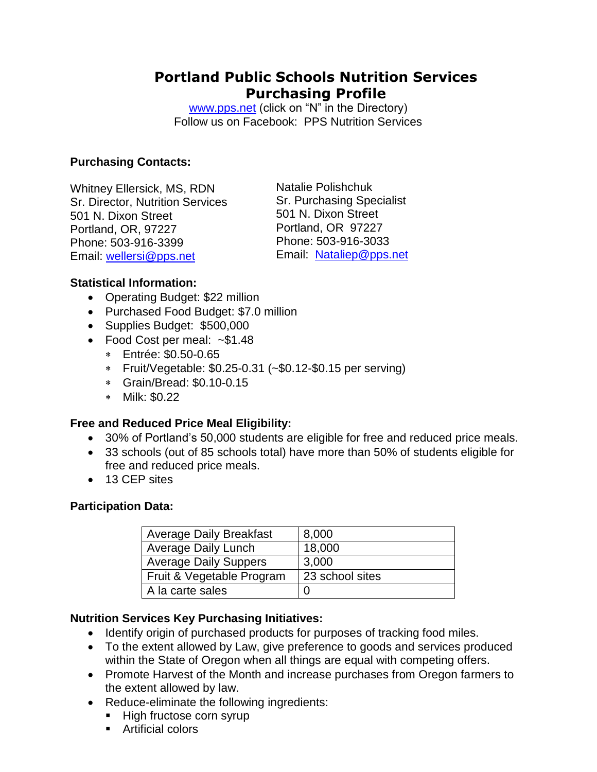# Portland Public Schools Nutrition Services Purchasing Profile

www.pps.net (click on "N" in the Directory)
Follow us on Facebook: PPS Nutrition Services

**Purchasing Contacts:**

Whitney Ellersick, MS, RDN
Sr. Director, Nutrition Services
501 N. Dixon Street
Portland, OR, 97227
Phone: 503-916-3399
Email: wellersi@pps.net

Natalie Polishchuk
Sr. Purchasing Specialist
501 N. Dixon Street
Portland, OR 97227
Phone: 503-916-3033
Email: Nataliep@pps.net

**Statistical Information:**

- Operating Budget: $22 million
- Purchased Food Budget: $7.0 million
- Supplies Budget: $500,000
- Food Cost per meal: ~$1.48
  - Entrée: $0.50-0.65
  - Fruit/Vegetable: $0.25-0.31 (~$0.12-$0.15 per serving)
  - Grain/Bread: $0.10-0.15
  - Milk: $0.22

**Free and Reduced Price Meal Eligibility:**

- 30% of Portland's 50,000 students are eligible for free and reduced price meals.
- 33 schools (out of 85 schools total) have more than 50% of students eligible for free and reduced price meals.
- 13 CEP sites

**Participation Data:**

| Average Daily Breakfast | 8,000 |
|---|---|
| Average Daily Lunch | 18,000 |
| Average Daily Suppers | 3,000 |
| Fruit & Vegetable Program | 23 school sites |
| A la carte sales | 0 |

**Nutrition Services Key Purchasing Initiatives:**

- Identify origin of purchased products for purposes of tracking food miles.
- To the extent allowed by Law, give preference to goods and services produced within the State of Oregon when all things are equal with competing offers.
- Promote Harvest of the Month and increase purchases from Oregon farmers to the extent allowed by law.
- Reduce-eliminate the following ingredients:
  - High fructose corn syrup
  - Artificial colors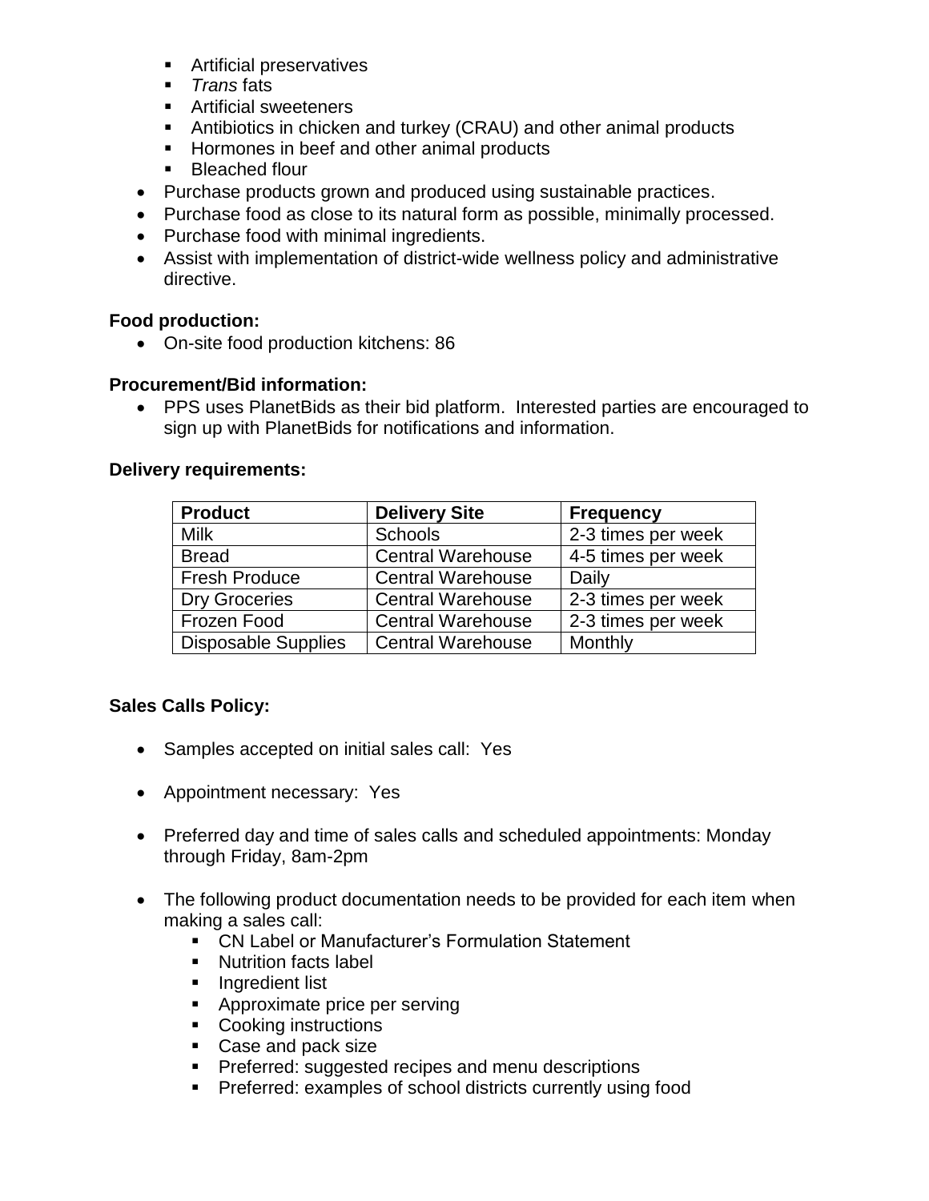- Artificial preservatives
  - *Trans* fats
  - Artificial sweeteners
  - Antibiotics in chicken and turkey (CRAU) and other animal products
  - Hormones in beef and other animal products
  - Bleached flour
- Purchase products grown and produced using sustainable practices.
- Purchase food as close to its natural form as possible, minimally processed.
- Purchase food with minimal ingredients.
- Assist with implementation of district-wide wellness policy and administrative directive.

**Food production:**

- On-site food production kitchens: 86

**Procurement/Bid information:**

- PPS uses PlanetBids as their bid platform. Interested parties are encouraged to sign up with PlanetBids for notifications and information.

**Delivery requirements:**

| Product | Delivery Site | Frequency |
|---|---|---|
| Milk | Schools | 2-3 times per week |
| Bread | Central Warehouse | 4-5 times per week |
| Fresh Produce | Central Warehouse | Daily |
| Dry Groceries | Central Warehouse | 2-3 times per week |
| Frozen Food | Central Warehouse | 2-3 times per week |
| Disposable Supplies | Central Warehouse | Monthly |

**Sales Calls Policy:**

- Samples accepted on initial sales call: Yes
- Appointment necessary: Yes
- Preferred day and time of sales calls and scheduled appointments: Monday through Friday, 8am-2pm
- The following product documentation needs to be provided for each item when making a sales call:
  - CN Label or Manufacturer's Formulation Statement
  - Nutrition facts label
  - Ingredient list
  - Approximate price per serving
  - Cooking instructions
  - Case and pack size
  - Preferred: suggested recipes and menu descriptions
  - Preferred: examples of school districts currently using food